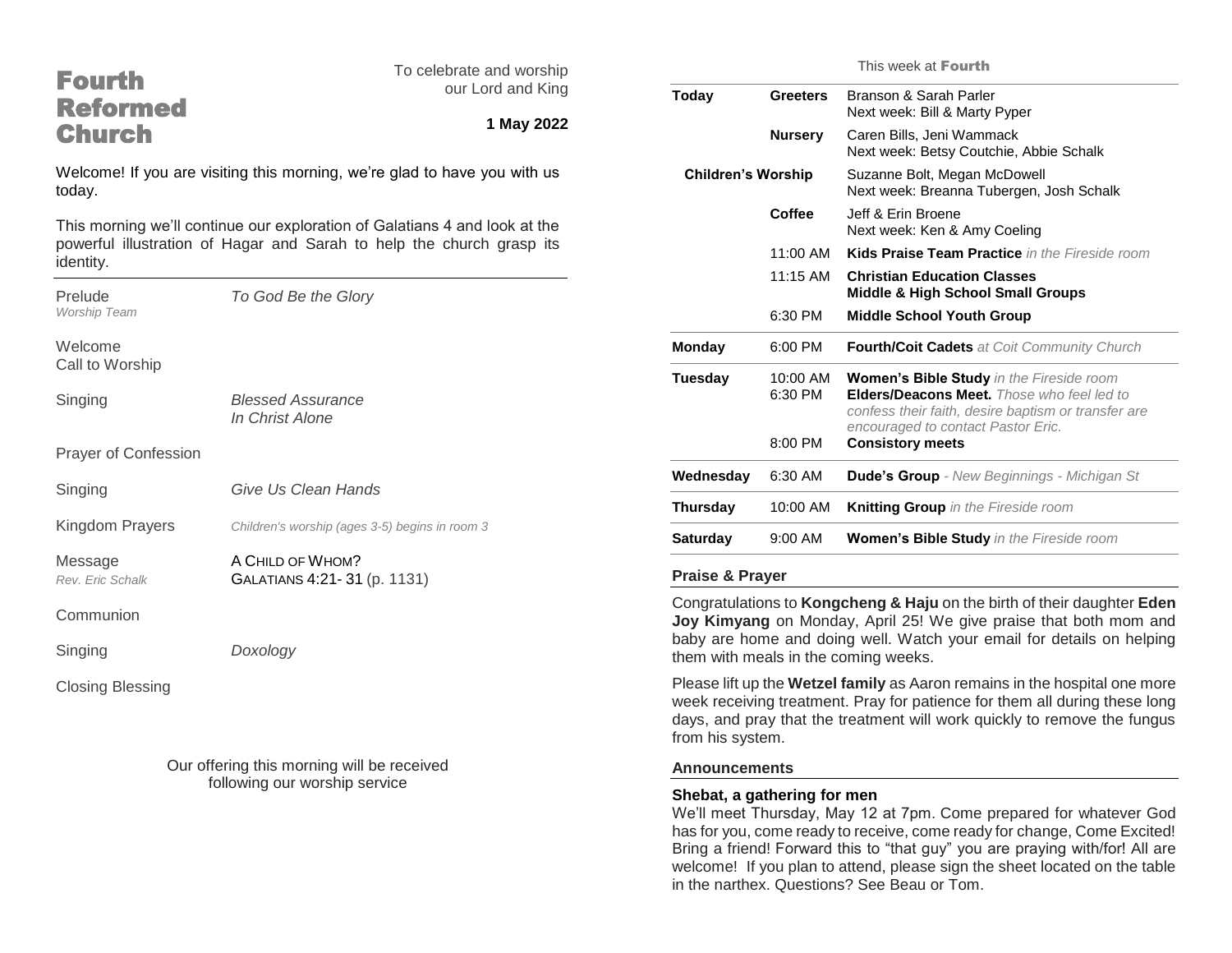# Fourth Reformed Church

To celebrate and worship our Lord and King

**1 May 2022**

Welcome! If you are visiting this morning, we're glad to have you with us today.

This morning we'll continue our exploration of Galatians 4 and look at the powerful illustration of Hagar and Sarah to help the church grasp its identity.

---

Prelude — *To God Be the Glory*
*Worship Team*

Welcome
Call to Worship

Singing — *Blessed Assurance*
*In Christ Alone*

Prayer of Confession

Singing — *Give Us Clean Hands*

Kingdom Prayers — *Children's worship (ages 3-5) begins in room 3*

Message — A CHILD OF WHOM?
*Rev. Eric Schalk* — GALATIANS 4:21- 31 (p. 1131)

Communion

Singing — *Doxology*

Closing Blessing

Our offering this morning will be received following our worship service

## This week at Fourth

| | | |
|---|---|---|
| **Today** | **Greeters** | Branson & Sarah Parler<br>Next week: Bill & Marty Pyper |
| | **Nursery** | Caren Bills, Jeni Wammack<br>Next week: Betsy Coutchie, Abbie Schalk |
| **Children's Worship** | | Suzanne Bolt, Megan McDowell<br>Next week: Breanna Tubergen, Josh Schalk |
| | **Coffee** | Jeff & Erin Broene<br>Next week: Ken & Amy Coeling |
| | 11:00 AM | **Kids Praise Team Practice** *in the Fireside room* |
| | 11:15 AM | **Christian Education Classes**<br>**Middle & High School Small Groups** |
| | 6:30 PM | **Middle School Youth Group** |
| **Monday** | 6:00 PM | **Fourth/Coit Cadets** *at Coit Community Church* |
| **Tuesday** | 10:00 AM | **Women's Bible Study** *in the Fireside room* |
| | 6:30 PM | **Elders/Deacons Meet.** *Those who feel led to confess their faith, desire baptism or transfer are encouraged to contact Pastor Eric.* |
| | 8:00 PM | **Consistory meets** |
| **Wednesday** | 6:30 AM | **Dude's Group** *- New Beginnings - Michigan St* |
| **Thursday** | 10:00 AM | **Knitting Group** *in the Fireside room* |
| **Saturday** | 9:00 AM | **Women's Bible Study** *in the Fireside room* |

### Praise & Prayer

Congratulations to **Kongcheng & Haju** on the birth of their daughter **Eden Joy Kimyang** on Monday, April 25! We give praise that both mom and baby are home and doing well. Watch your email for details on helping them with meals in the coming weeks.

Please lift up the **Wetzel family** as Aaron remains in the hospital one more week receiving treatment. Pray for patience for them all during these long days, and pray that the treatment will work quickly to remove the fungus from his system.

### Announcements

**Shebat, a gathering for men**
We'll meet Thursday, May 12 at 7pm. Come prepared for whatever God has for you, come ready to receive, come ready for change, Come Excited! Bring a friend! Forward this to "that guy" you are praying with/for! All are welcome! If you plan to attend, please sign the sheet located on the table in the narthex. Questions? See Beau or Tom.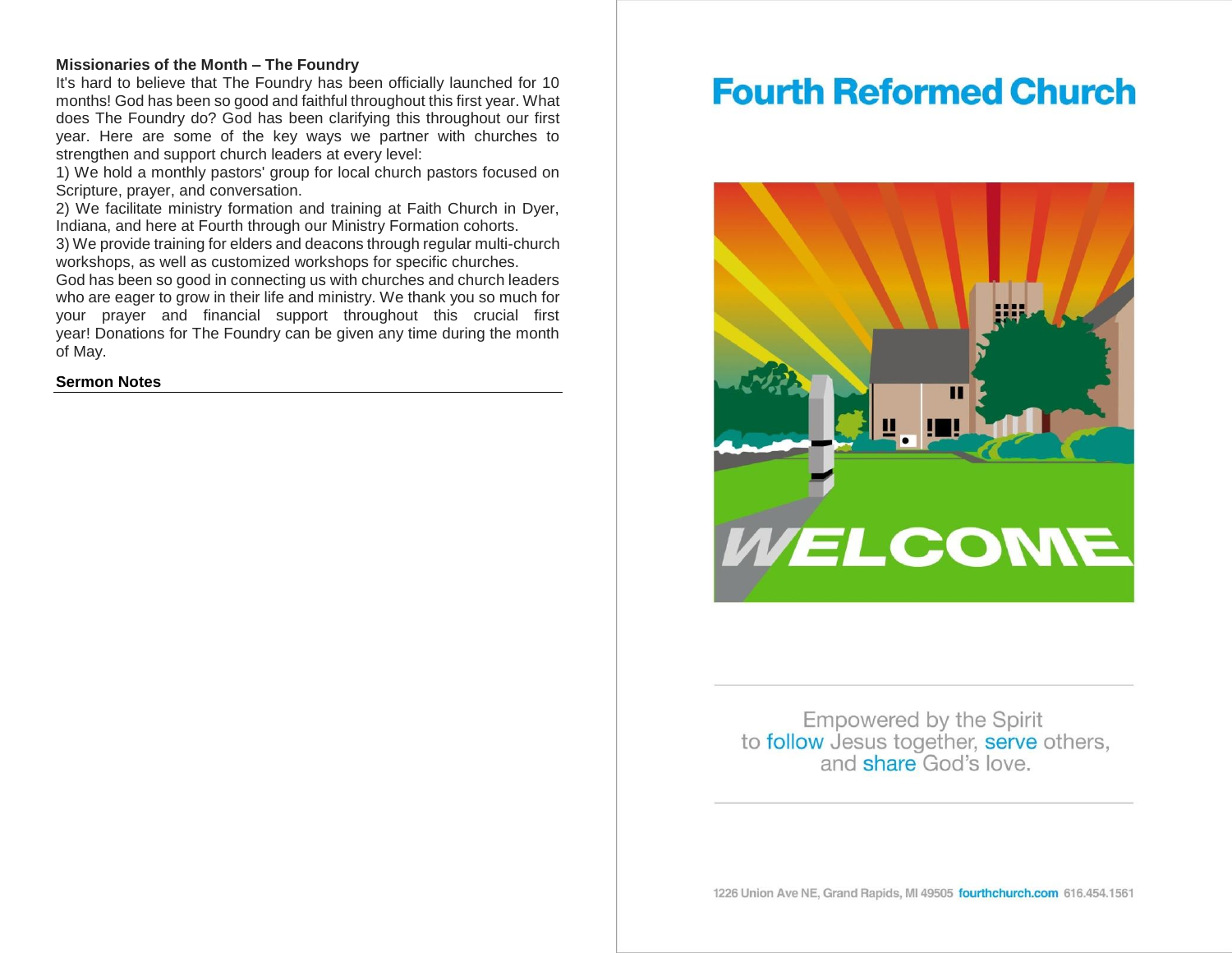**Missionaries of the Month – The Foundry**

It's hard to believe that The Foundry has been officially launched for 10 months! God has been so good and faithful throughout this first year. What does The Foundry do? God has been clarifying this throughout our first year. Here are some of the key ways we partner with churches to strengthen and support church leaders at every level:

1) We hold a monthly pastors' group for local church pastors focused on Scripture, prayer, and conversation.
2) We facilitate ministry formation and training at Faith Church in Dyer, Indiana, and here at Fourth through our Ministry Formation cohorts.
3) We provide training for elders and deacons through regular multi-church workshops, as well as customized workshops for specific churches.

God has been so good in connecting us with churches and church leaders who are eager to grow in their life and ministry. We thank you so much for your prayer and financial support throughout this crucial first year! Donations for The Foundry can be given any time during the month of May.

**Sermon Notes**

---

# Fourth Reformed Church

WELCOME

Empowered by the Spirit
to follow Jesus together, serve others,
and share God's love.

1226 Union Ave NE, Grand Rapids, MI 49505 fourthchurch.com 616.454.1561